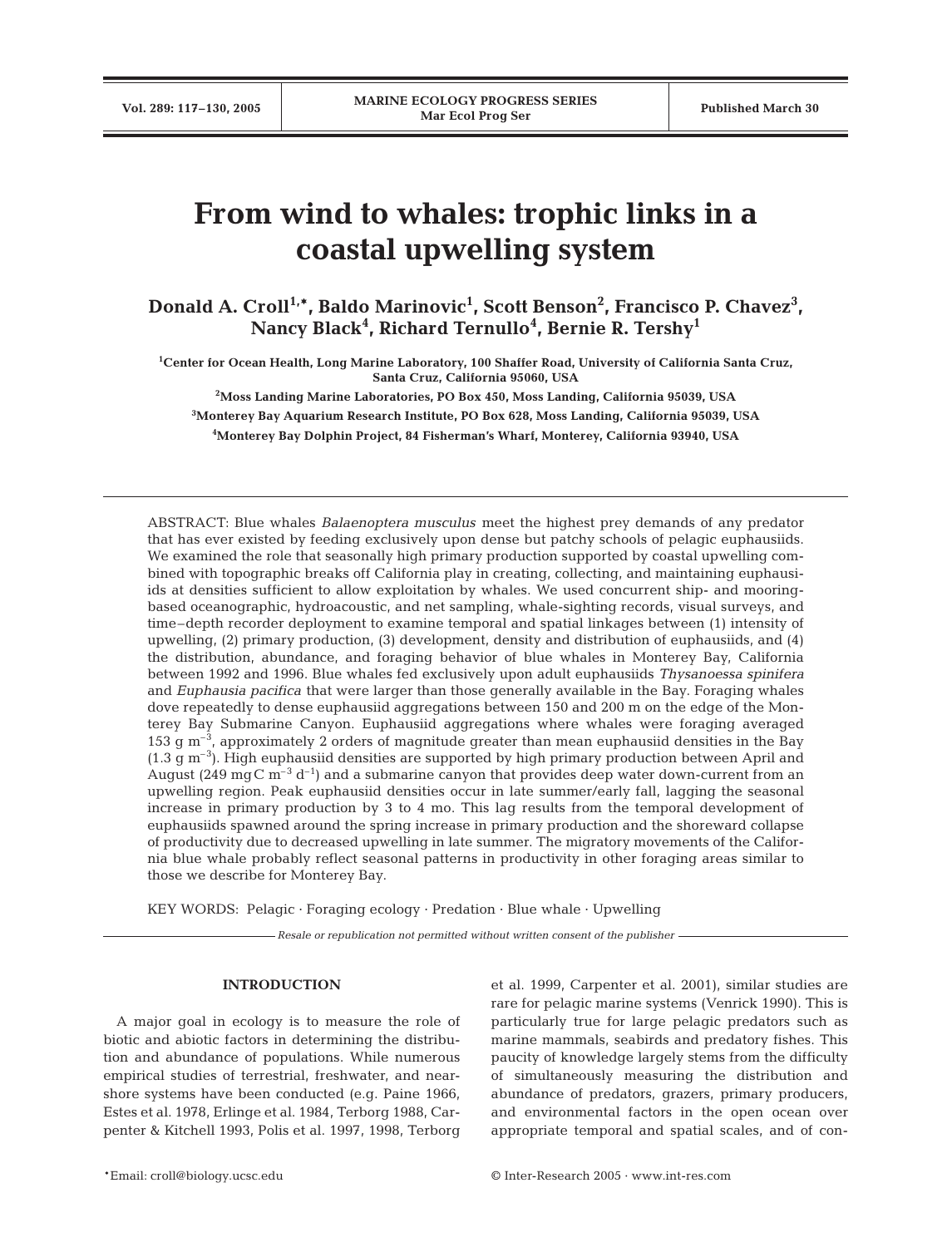# From wind to whales: trophic links in a coastal upwelling system

**Donald A. Croll[1,*], Baldo Marinovic[1], Scott Benson[2], Francisco P. Chavez[3], Nancy Black[4], Richard Ternullo[4], Bernie R. Tershy[1]**

[1]Center for Ocean Health, Long Marine Laboratory, 100 Shaffer Road, University of California Santa Cruz, Santa Cruz, California 95060, USA

[2]Moss Landing Marine Laboratories, PO Box 450, Moss Landing, California 95039, USA

[3]Monterey Bay Aquarium Research Institute, PO Box 628, Moss Landing, California 95039, USA

[4]Monterey Bay Dolphin Project, 84 Fisherman's Wharf, Monterey, California 93940, USA

ABSTRACT: Blue whales *Balaenoptera musculus* meet the highest prey demands of any predator that has ever existed by feeding exclusively upon dense but patchy schools of pelagic euphausiids. We examined the role that seasonally high primary production supported by coastal upwelling combined with topographic breaks off California play in creating, collecting, and maintaining euphausiids at densities sufficient to allow exploitation by whales. We used concurrent ship- and mooring-based oceanographic, hydroacoustic, and net sampling, whale-sighting records, visual surveys, and time–depth recorder deployment to examine temporal and spatial linkages between (1) intensity of upwelling, (2) primary production, (3) development, density and distribution of euphausiids, and (4) the distribution, abundance, and foraging behavior of blue whales in Monterey Bay, California between 1992 and 1996. Blue whales fed exclusively upon adult euphausiids *Thysanoessa spinifera* and *Euphausia pacifica* that were larger than those generally available in the Bay. Foraging whales dove repeatedly to dense euphausiid aggregations between 150 and 200 m on the edge of the Monterey Bay Submarine Canyon. Euphausiid aggregations where whales were foraging averaged 153 g $m^{-3}$, approximately 2 orders of magnitude greater than mean euphausiid densities in the Bay (1.3 g $m^{-3}$). High euphausiid densities are supported by high primary production between April and August (249 mg C $m^{-3}$ $d^{-1}$) and a submarine canyon that provides deep water down-current from an upwelling region. Peak euphausiid densities occur in late summer/early fall, lagging the seasonal increase in primary production by 3 to 4 mo. This lag results from the temporal development of euphausiids spawned around the spring increase in primary production and the shoreward collapse of productivity due to decreased upwelling in late summer. The migratory movements of the California blue whale probably reflect seasonal patterns in productivity in other foraging areas similar to those we describe for Monterey Bay.

KEY WORDS: Pelagic · Foraging ecology · Predation · Blue whale · Upwelling

*Resale or republication not permitted without written consent of the publisher*

## INTRODUCTION

A major goal in ecology is to measure the role of biotic and abiotic factors in determining the distribution and abundance of populations. While numerous empirical studies of terrestrial, freshwater, and nearshore systems have been conducted (e.g. Paine 1966, Estes et al. 1978, Erlinge et al. 1984, Terborg 1988, Carpenter & Kitchell 1993, Polis et al. 1997, 1998, Terborg et al. 1999, Carpenter et al. 2001), similar studies are rare for pelagic marine systems (Venrick 1990). This is particularly true for large pelagic predators such as marine mammals, seabirds and predatory fishes. This paucity of knowledge largely stems from the difficulty of simultaneously measuring the distribution and abundance of predators, grazers, primary producers, and environmental factors in the open ocean over appropriate temporal and spatial scales, and of con-

*Email: croll@biology.ucsc.edu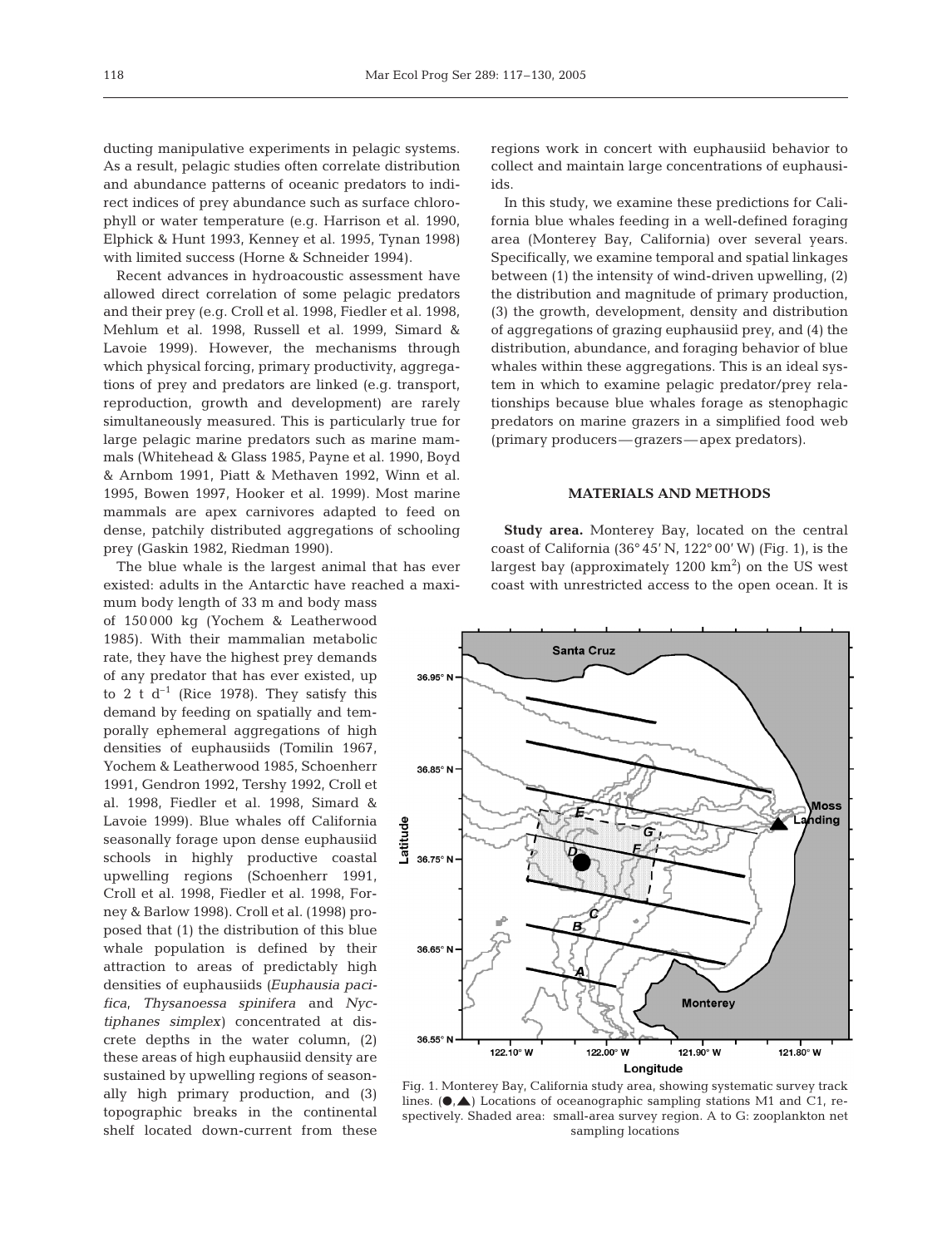ducting manipulative experiments in pelagic systems. As a result, pelagic studies often correlate distribution and abundance patterns of oceanic predators to indirect indices of prey abundance such as surface chlorophyll or water temperature (e.g. Harrison et al. 1990, Elphick & Hunt 1993, Kenney et al. 1995, Tynan 1998) with limited success (Horne & Schneider 1994).

Recent advances in hydroacoustic assessment have allowed direct correlation of some pelagic predators and their prey (e.g. Croll et al. 1998, Fiedler et al. 1998, Mehlum et al. 1998, Russell et al. 1999, Simard & Lavoie 1999). However, the mechanisms through which physical forcing, primary productivity, aggregations of prey and predators are linked (e.g. transport, reproduction, growth and development) are rarely simultaneously measured. This is particularly true for large pelagic marine predators such as marine mammals (Whitehead & Glass 1985, Payne et al. 1990, Boyd & Arnbom 1991, Piatt & Methaven 1992, Winn et al. 1995, Bowen 1997, Hooker et al. 1999). Most marine mammals are apex carnivores adapted to feed on dense, patchily distributed aggregations of schooling prey (Gaskin 1982, Riedman 1990).

The blue whale is the largest animal that has ever existed: adults in the Antarctic have reached a maximum body length of 33 m and body mass of 150 000 kg (Yochem & Leatherwood 1985). With their mammalian metabolic rate, they have the highest prey demands of any predator that has ever existed, up to 2 t $d^{-1}$ (Rice 1978). They satisfy this demand by feeding on spatially and temporally ephemeral aggregations of high densities of euphausiids (Tomilin 1967, Yochem & Leatherwood 1985, Schoenherr 1991, Gendron 1992, Tershy 1992, Croll et al. 1998, Fiedler et al. 1998, Simard & Lavoie 1999). Blue whales off California seasonally forage upon dense euphausiid schools in highly productive coastal upwelling regions (Schoenherr 1991, Croll et al. 1998, Fiedler et al. 1998, Forney & Barlow 1998). Croll et al. (1998) proposed that (1) the distribution of this blue whale population is defined by their attraction to areas of predictably high densities of euphausiids (*Euphausia pacifica*, *Thysanoessa spinifera* and *Nyctiphanes simplex*) concentrated at discrete depths in the water column, (2) these areas of high euphausiid density are sustained by upwelling regions of seasonally high primary production, and (3) topographic breaks in the continental shelf located down-current from these regions work in concert with euphausiid behavior to collect and maintain large concentrations of euphausiids.

In this study, we examine these predictions for California blue whales feeding in a well-defined foraging area (Monterey Bay, California) over several years. Specifically, we examine temporal and spatial linkages between (1) the intensity of wind-driven upwelling, (2) the distribution and magnitude of primary production, (3) the growth, development, density and distribution of aggregations of grazing euphausiid prey, and (4) the distribution, abundance, and foraging behavior of blue whales within these aggregations. This is an ideal system in which to examine pelagic predator/prey relationships because blue whales forage as stenophagic predators on marine grazers in a simplified food web (primary producers—grazers—apex predators).

## MATERIALS AND METHODS

**Study area.** Monterey Bay, located on the central coast of California (36° 45′ N, 122° 00′ W) (Fig. 1), is the largest bay (approximately 1200 $km^2$) on the US west coast with unrestricted access to the open ocean. It is

Fig. 1. Monterey Bay, California study area, showing systematic survey track lines. (●,▲) Locations of oceanographic sampling stations M1 and C1, respectively. Shaded area: small-area survey region. A to G: zooplankton net sampling locations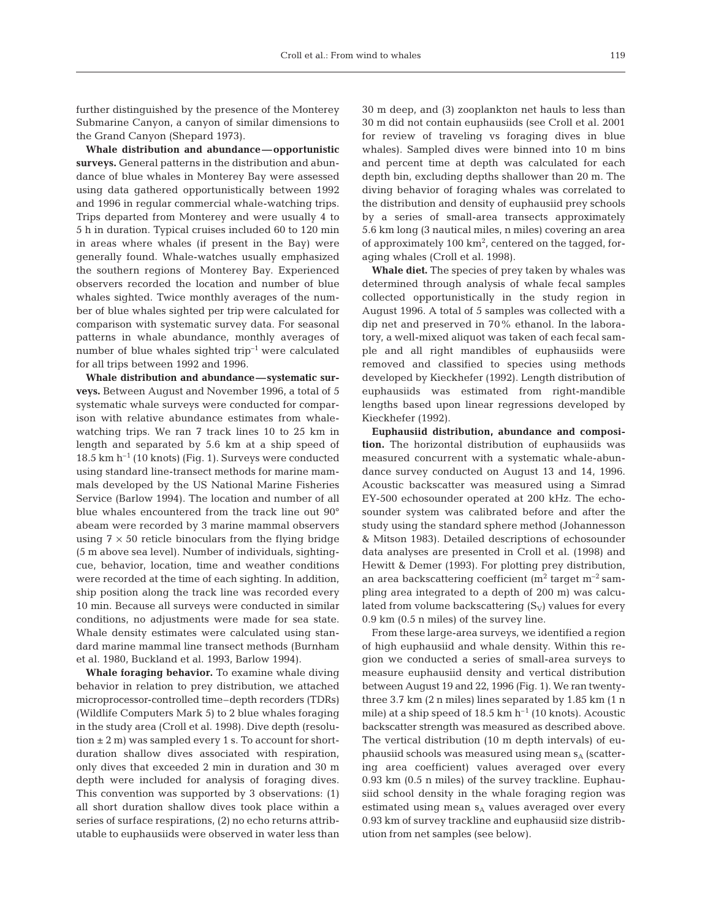further distinguished by the presence of the Monterey Submarine Canyon, a canyon of similar dimensions to the Grand Canyon (Shepard 1973).

**Whale distribution and abundance — opportunistic surveys.** General patterns in the distribution and abundance of blue whales in Monterey Bay were assessed using data gathered opportunistically between 1992 and 1996 in regular commercial whale-watching trips. Trips departed from Monterey and were usually 4 to 5 h in duration. Typical cruises included 60 to 120 min in areas where whales (if present in the Bay) were generally found. Whale-watches usually emphasized the southern regions of Monterey Bay. Experienced observers recorded the location and number of blue whales sighted. Twice monthly averages of the number of blue whales sighted per trip were calculated for comparison with systematic survey data. For seasonal patterns in whale abundance, monthly averages of number of blue whales sighted trip$^{-1}$ were calculated for all trips between 1992 and 1996.

**Whale distribution and abundance — systematic surveys.** Between August and November 1996, a total of 5 systematic whale surveys were conducted for comparison with relative abundance estimates from whale-watching trips. We ran 7 track lines 10 to 25 km in length and separated by 5.6 km at a ship speed of 18.5 km h$^{-1}$ (10 knots) (Fig. 1). Surveys were conducted using standard line-transect methods for marine mammals developed by the US National Marine Fisheries Service (Barlow 1994). The location and number of all blue whales encountered from the track line out 90° abeam were recorded by 3 marine mammal observers using 7 × 50 reticle binoculars from the flying bridge (5 m above sea level). Number of individuals, sighting-cue, behavior, location, time and weather conditions were recorded at the time of each sighting. In addition, ship position along the track line was recorded every 10 min. Because all surveys were conducted in similar conditions, no adjustments were made for sea state. Whale density estimates were calculated using standard marine mammal line transect methods (Burnham et al. 1980, Buckland et al. 1993, Barlow 1994).

**Whale foraging behavior.** To examine whale diving behavior in relation to prey distribution, we attached microprocessor-controlled time–depth recorders (TDRs) (Wildlife Computers Mark 5) to 2 blue whales foraging in the study area (Croll et al. 1998). Dive depth (resolution ± 2 m) was sampled every 1 s. To account for short-duration shallow dives associated with respiration, only dives that exceeded 2 min in duration and 30 m depth were included for analysis of foraging dives. This convention was supported by 3 observations: (1) all short duration shallow dives took place within a series of surface respirations, (2) no echo returns attributable to euphausiids were observed in water less than 30 m deep, and (3) zooplankton net hauls to less than 30 m did not contain euphausiids (see Croll et al. 2001 for review of traveling vs foraging dives in blue whales). Sampled dives were binned into 10 m bins and percent time at depth was calculated for each depth bin, excluding depths shallower than 20 m. The diving behavior of foraging whales was correlated to the distribution and density of euphausiid prey schools by a series of small-area transects approximately 5.6 km long (3 nautical miles, n miles) covering an area of approximately 100 km$^2$, centered on the tagged, foraging whales (Croll et al. 1998).

**Whale diet.** The species of prey taken by whales was determined through analysis of whale fecal samples collected opportunistically in the study region in August 1996. A total of 5 samples was collected with a dip net and preserved in 70% ethanol. In the laboratory, a well-mixed aliquot was taken of each fecal sample and all right mandibles of euphausiids were removed and classified to species using methods developed by Kieckhefer (1992). Length distribution of euphausiids was estimated from right-mandible lengths based upon linear regressions developed by Kieckhefer (1992).

**Euphausiid distribution, abundance and composition.** The horizontal distribution of euphausiids was measured concurrent with a systematic whale-abundance survey conducted on August 13 and 14, 1996. Acoustic backscatter was measured using a Simrad EY-500 echosounder operated at 200 kHz. The echosounder system was calibrated before and after the study using the standard sphere method (Johannesson & Mitson 1983). Detailed descriptions of echosounder data analyses are presented in Croll et al. (1998) and Hewitt & Demer (1993). For plotting prey distribution, an area backscattering coefficient (m$^2$ target m$^{-2}$ sampling area integrated to a depth of 200 m) was calculated from volume backscattering ($S_V$) values for every 0.9 km (0.5 n miles) of the survey line.

From these large-area surveys, we identified a region of high euphausiid and whale density. Within this region we conducted a series of small-area surveys to measure euphausiid density and vertical distribution between August 19 and 22, 1996 (Fig. 1). We ran twenty-three 3.7 km (2 n miles) lines separated by 1.85 km (1 n mile) at a ship speed of 18.5 km h$^{-1}$ (10 knots). Acoustic backscatter strength was measured as described above. The vertical distribution (10 m depth intervals) of euphausiid schools was measured using mean $s_A$ (scattering area coefficient) values averaged over every 0.93 km (0.5 n miles) of the survey trackline. Euphausiid school density in the whale foraging region was estimated using mean $s_A$ values averaged over every 0.93 km of survey trackline and euphausiid size distribution from net samples (see below).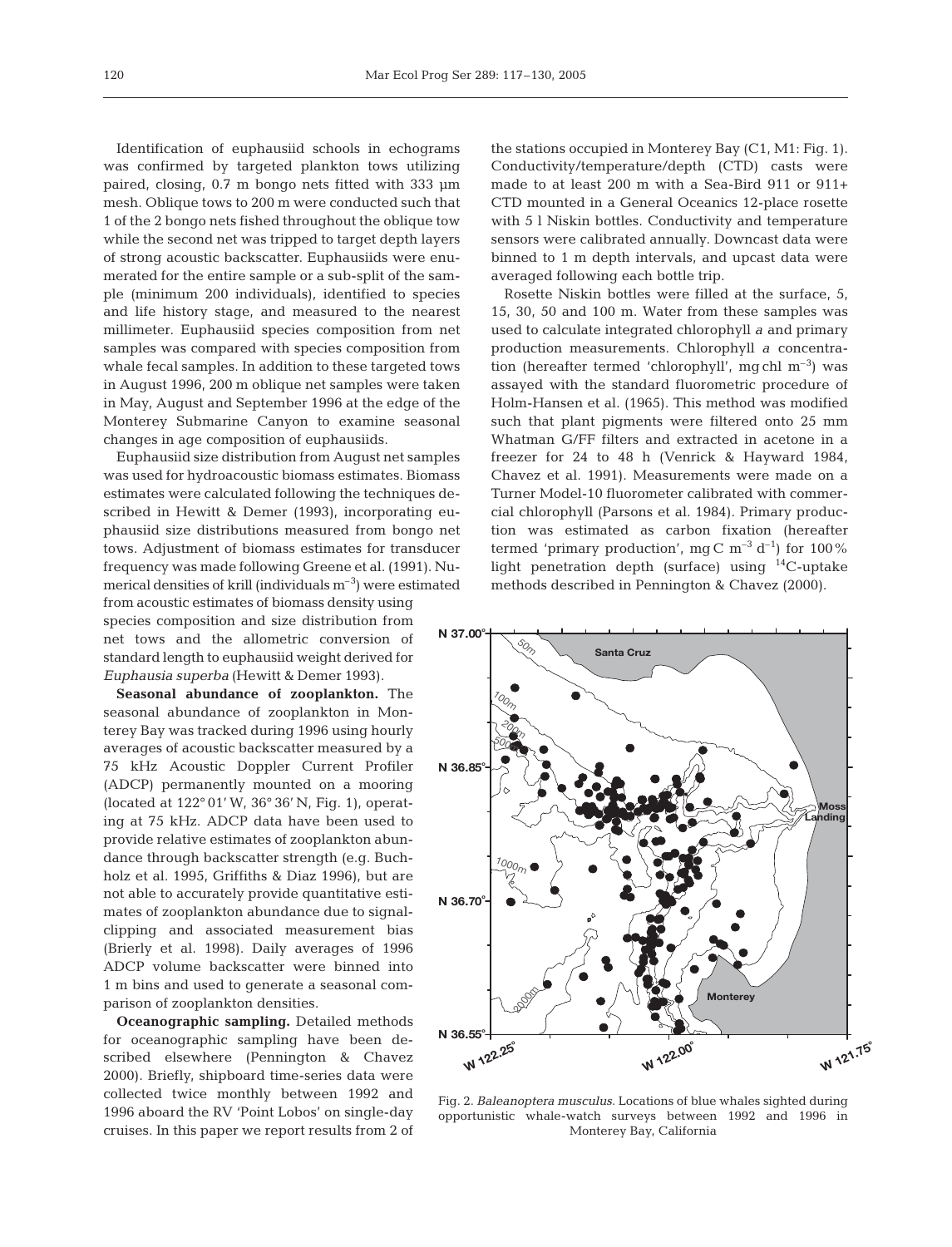Identification of euphausiid schools in echograms was confirmed by targeted plankton tows utilizing paired, closing, 0.7 m bongo nets fitted with 333 µm mesh. Oblique tows to 200 m were conducted such that 1 of the 2 bongo nets fished throughout the oblique tow while the second net was tripped to target depth layers of strong acoustic backscatter. Euphausiids were enumerated for the entire sample or a sub-split of the sample (minimum 200 individuals), identified to species and life history stage, and measured to the nearest millimeter. Euphausiid species composition from net samples was compared with species composition from whale fecal samples. In addition to these targeted tows in August 1996, 200 m oblique net samples were taken in May, August and September 1996 at the edge of the Monterey Submarine Canyon to examine seasonal changes in age composition of euphausiids.

Euphausiid size distribution from August net samples was used for hydroacoustic biomass estimates. Biomass estimates were calculated following the techniques described in Hewitt & Demer (1993), incorporating euphausiid size distributions measured from bongo net tows. Adjustment of biomass estimates for transducer frequency was made following Greene et al. (1991). Numerical densities of krill (individuals $m^{-3}$) were estimated from acoustic estimates of biomass density using species composition and size distribution from net tows and the allometric conversion of standard length to euphausiid weight derived for *Euphausia superba* (Hewitt & Demer 1993).

**Seasonal abundance of zooplankton.** The seasonal abundance of zooplankton in Monterey Bay was tracked during 1996 using hourly averages of acoustic backscatter measured by a 75 kHz Acoustic Doppler Current Profiler (ADCP) permanently mounted on a mooring (located at 122° 01′ W, 36° 36′ N, Fig. 1), operating at 75 kHz. ADCP data have been used to provide relative estimates of zooplankton abundance through backscatter strength (e.g. Buchholz et al. 1995, Griffiths & Diaz 1996), but are not able to accurately provide quantitative estimates of zooplankton abundance due to signal-clipping and associated measurement bias (Brierly et al. 1998). Daily averages of 1996 ADCP volume backscatter were binned into 1 m bins and used to generate a seasonal comparison of zooplankton densities.

**Oceanographic sampling.** Detailed methods for oceanographic sampling have been described elsewhere (Pennington & Chavez 2000). Briefly, shipboard time-series data were collected twice monthly between 1992 and 1996 aboard the RV 'Point Lobos' on single-day cruises. In this paper we report results from 2 of the stations occupied in Monterey Bay (C1, M1: Fig. 1). Conductivity/temperature/depth (CTD) casts were made to at least 200 m with a Sea-Bird 911 or 911+ CTD mounted in a General Oceanics 12-place rosette with 5 l Niskin bottles. Conductivity and temperature sensors were calibrated annually. Downcast data were binned to 1 m depth intervals, and upcast data were averaged following each bottle trip.

Rosette Niskin bottles were filled at the surface, 5, 15, 30, 50 and 100 m. Water from these samples was used to calculate integrated chlorophyll *a* and primary production measurements. Chlorophyll *a* concentration (hereafter termed 'chlorophyll', mg chl $m^{-3}$) was assayed with the standard fluorometric procedure of Holm-Hansen et al. (1965). This method was modified such that plant pigments were filtered onto 25 mm Whatman G/FF filters and extracted in acetone in a freezer for 24 to 48 h (Venrick & Hayward 1984, Chavez et al. 1991). Measurements were made on a Turner Model-10 fluorometer calibrated with commercial chlorophyll (Parsons et al. 1984). Primary production was estimated as carbon fixation (hereafter termed 'primary production', mg C $m^{-3}$ $d^{-1}$) for 100% light penetration depth (surface) using $^{14}C$-uptake methods described in Pennington & Chavez (2000).

Fig. 2. *Baleanoptera musculus.* Locations of blue whales sighted during opportunistic whale-watch surveys between 1992 and 1996 in Monterey Bay, California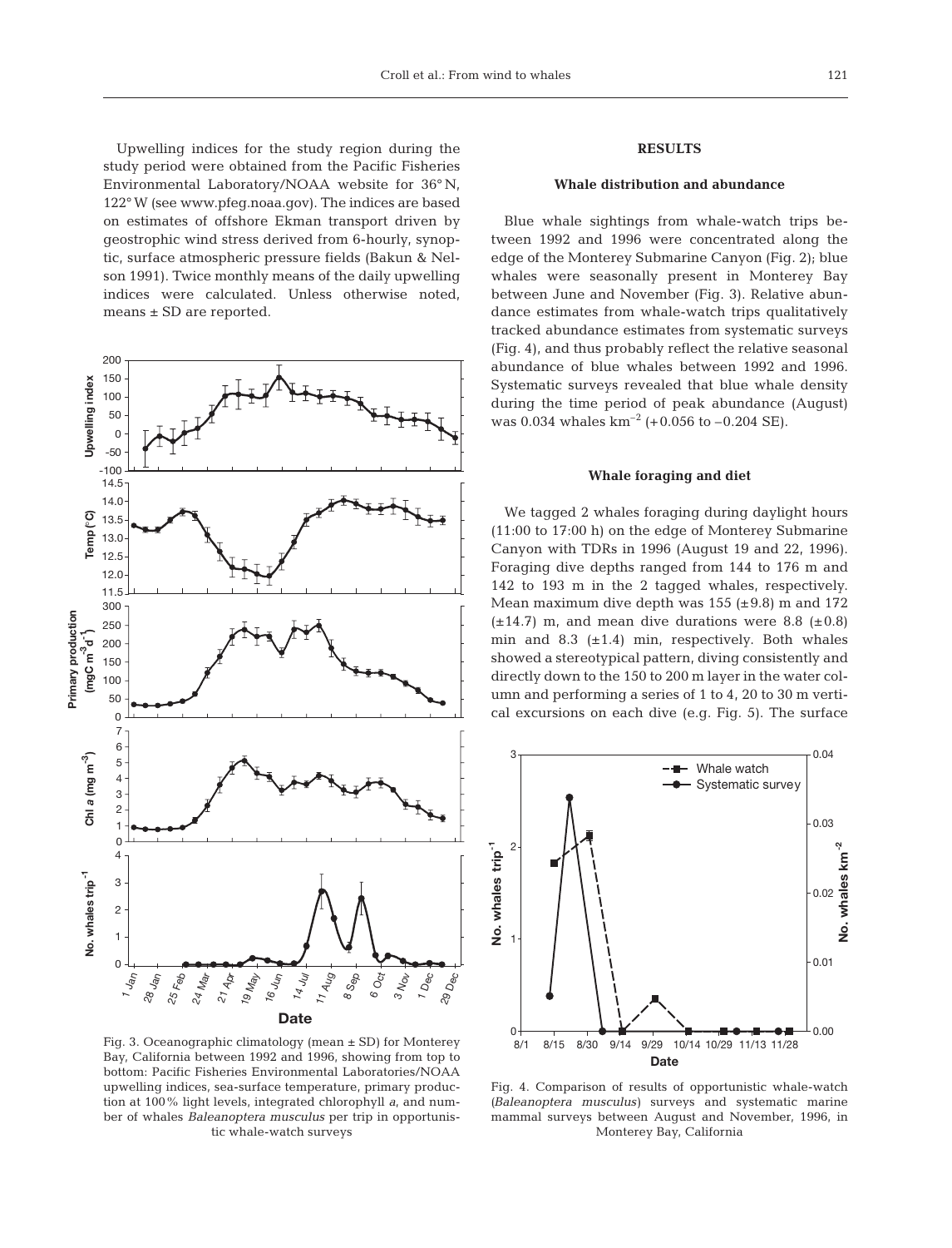Upwelling indices for the study region during the study period were obtained from the Pacific Fisheries Environmental Laboratory/NOAA website for 36° N, 122° W (see www.pfeg.noaa.gov). The indices are based on estimates of offshore Ekman transport driven by geostrophic wind stress derived from 6-hourly, synoptic, surface atmospheric pressure fields (Bakun & Nelson 1991). Twice monthly means of the daily upwelling indices were calculated. Unless otherwise noted, means ± SD are reported.

Fig. 3. Oceanographic climatology (mean ± SD) for Monterey Bay, California between 1992 and 1996, showing from top to bottom: Pacific Fisheries Environmental Laboratories/NOAA upwelling indices, sea-surface temperature, primary production at 100% light levels, integrated chlorophyll *a*, and number of whales *Baleanoptera musculus* per trip in opportunistic whale-watch surveys

## RESULTS

### Whale distribution and abundance

Blue whale sightings from whale-watch trips between 1992 and 1996 were concentrated along the edge of the Monterey Submarine Canyon (Fig. 2); blue whales were seasonally present in Monterey Bay between June and November (Fig. 3). Relative abundance estimates from whale-watch trips qualitatively tracked abundance estimates from systematic surveys (Fig. 4), and thus probably reflect the relative seasonal abundance of blue whales between 1992 and 1996. Systematic surveys revealed that blue whale density during the time period of peak abundance (August) was 0.034 whales km$^{-2}$ (+0.056 to −0.204 SE).

### Whale foraging and diet

We tagged 2 whales foraging during daylight hours (11:00 to 17:00 h) on the edge of Monterey Submarine Canyon with TDRs in 1996 (August 19 and 22, 1996). Foraging dive depths ranged from 144 to 176 m and 142 to 193 m in the 2 tagged whales, respectively. Mean maximum dive depth was 155 (±9.8) m and 172 (±14.7) m, and mean dive durations were 8.8 (±0.8) min and 8.3 (±1.4) min, respectively. Both whales showed a stereotypical pattern, diving consistently and directly down to the 150 to 200 m layer in the water column and performing a series of 1 to 4, 20 to 30 m vertical excursions on each dive (e.g. Fig. 5). The surface

Fig. 4. Comparison of results of opportunistic whale-watch (*Baleanoptera musculus*) surveys and systematic marine mammal surveys between August and November, 1996, in Monterey Bay, California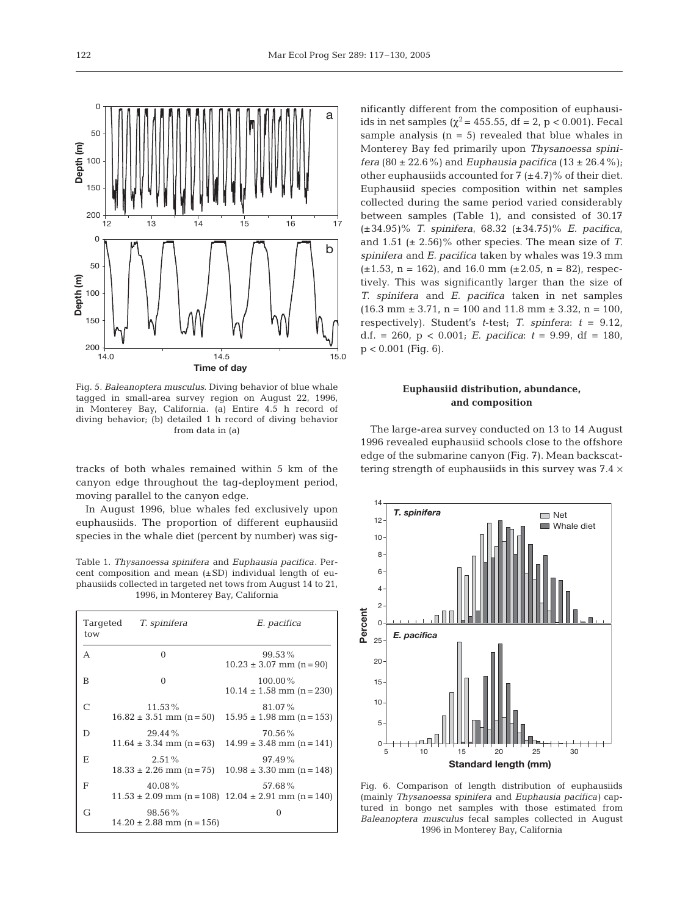Fig. 5. *Baleanoptera musculus*. Diving behavior of blue whale tagged in small-area survey region on August 22, 1996, in Monterey Bay, California. (a) Entire 4.5 h record of diving behavior; (b) detailed 1 h record of diving behavior from data in (a)

tracks of both whales remained within 5 km of the canyon edge throughout the tag-deployment period, moving parallel to the canyon edge.

In August 1996, blue whales fed exclusively upon euphausiids. The proportion of different euphausiid species in the whale diet (percent by number) was significantly different from the composition of euphausiids in net samples ($\chi^2 = 455.55$, df = 2, $p < 0.001$). Fecal sample analysis (n = 5) revealed that blue whales in Monterey Bay fed primarily upon *Thysanoessa spinifera* (80 ± 22.6%) and *Euphausia pacifica* (13 ± 26.4%); other euphausiids accounted for 7 (±4.7)% of their diet. Euphausiid species composition within net samples collected during the same period varied considerably between samples (Table 1), and consisted of 30.17 (±34.95)% *T. spinifera*, 68.32 (±34.75)% *E. pacifica*, and 1.51 (± 2.56)% other species. The mean size of *T. spinifera* and *E. pacifica* taken by whales was 19.3 mm (±1.53, n = 162), and 16.0 mm (±2.05, n = 82), respectively. This was significantly larger than the size of *T. spinifera* and *E. pacifica* taken in net samples (16.3 mm ± 3.71, n = 100 and 11.8 mm ± 3.32, n = 100, respectively). Student's *t*-test; *T. spinfera*: $t = 9.12$, d.f. = 260, $p < 0.001$; *E. pacifica*: $t = 9.99$, df = 180, $p < 0.001$ (Fig. 6).

Table 1. *Thysanoessa spinifera* and *Euphausia pacifica*. Percent composition and mean (±SD) individual length of euphausiids collected in targeted net tows from August 14 to 21, 1996, in Monterey Bay, California

| Targeted tow | *T. spinifera* | *E. pacifica* |
|---|---|---|
| A | 0 | 99.53% <br> 10.23 ± 3.07 mm (n = 90) |
| B | 0 | 100.00% <br> 10.14 ± 1.58 mm (n = 230) |
| C | 11.53% <br> 16.82 ± 3.51 mm (n = 50) | 81.07% <br> 15.95 ± 1.98 mm (n = 153) |
| D | 29.44% <br> 11.64 ± 3.34 mm (n = 63) | 70.56% <br> 14.99 ± 3.48 mm (n = 141) |
| E | 2.51% <br> 18.33 ± 2.26 mm (n = 75) | 97.49% <br> 10.98 ± 3.30 mm (n = 148) |
| F | 40.08% <br> 11.53 ± 2.09 mm (n = 108) | 57.68% <br> 12.04 ± 2.91 mm (n = 140) |
| G | 98.56% <br> 14.20 ± 2.88 mm (n = 156) | 0 |

Fig. 6. Comparison of length distribution of euphausiids (mainly *Thysanoessa spinifera* and *Euphausia pacifica*) captured in bongo net samples with those estimated from *Baleanoptera musculus* fecal samples collected in August 1996 in Monterey Bay, California

### Euphausiid distribution, abundance, and composition

The large-area survey conducted on 13 to 14 August 1996 revealed euphausiid schools close to the offshore edge of the submarine canyon (Fig. 7). Mean backscattering strength of euphausiids in this survey was 7.4 ×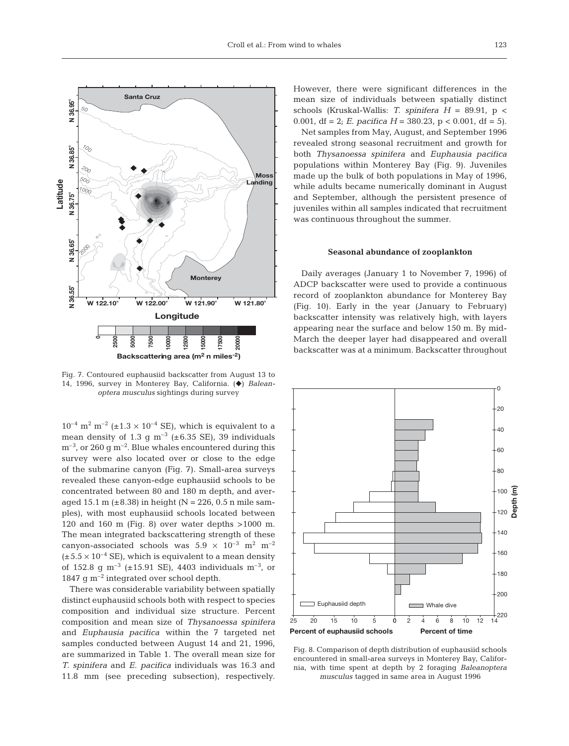$10^{-4}$ $m^2$ $m^{-2}$ ($\pm 1.3 \times 10^{-4}$ SE), which is equivalent to a mean density of 1.3 g $m^{-3}$ ($\pm 6.35$ SE), 39 individuals $m^{-3}$, or 260 g $m^{-2}$. Blue whales encountered during this survey were also located over or close to the edge of the submarine canyon (Fig. 7). Small-area surveys revealed these canyon-edge euphausiid schools to be concentrated between 80 and 180 m depth, and averaged 15.1 m ($\pm 8.38$) in height (N = 226, 0.5 n mile samples), with most euphausiid schools located between 120 and 160 m (Fig. 8) over water depths >1000 m. The mean integrated backscattering strength of these canyon-associated schools was $5.9 \times 10^{-3}$ $m^2$ $m^{-2}$ ($\pm 5.5 \times 10^{-4}$ SE), which is equivalent to a mean density of 152.8 g $m^{-3}$ ($\pm 15.91$ SE), 4403 individuals $m^{-3}$, or 1847 g $m^{-2}$ integrated over school depth.

Fig. 7. Contoured euphausiid backscatter from August 13 to 14, 1996, survey in Monterey Bay, California. (◆) *Baleanoptera musculus* sightings during survey

There was considerable variability between spatially distinct euphausiid schools both with respect to species composition and individual size structure. Percent composition and mean size of *Thysanoessa spinifera* and *Euphausia pacifica* within the 7 targeted net samples conducted between August 14 and 21, 1996, are summarized in Table 1. The overall mean size for *T. spinifera* and *E. pacifica* individuals was 16.3 and 11.8 mm (see preceding subsection), respectively. However, there were significant differences in the mean size of individuals between spatially distinct schools (Kruskal-Wallis: *T. spinifera* $H = 89.91$, $p < 0.001$, df = 2; *E. pacifica* $H = 380.23$, $p < 0.001$, df = 5).

Net samples from May, August, and September 1996 revealed strong seasonal recruitment and growth for both *Thysanoessa spinifera* and *Euphausia pacifica* populations within Monterey Bay (Fig. 9). Juveniles made up the bulk of both populations in May of 1996, while adults became numerically dominant in August and September, although the persistent presence of juveniles within all samples indicated that recruitment was continuous throughout the summer.

### Seasonal abundance of zooplankton

Daily averages (January 1 to November 7, 1996) of ADCP backscatter were used to provide a continuous record of zooplankton abundance for Monterey Bay (Fig. 10). Early in the year (January to February) backscatter intensity was relatively high, with layers appearing near the surface and below 150 m. By mid-March the deeper layer had disappeared and overall backscatter was at a minimum. Backscatter throughout

Fig. 8. Comparison of depth distribution of euphausiid schools encountered in small-area surveys in Monterey Bay, California, with time spent at depth by 2 foraging *Baleanoptera musculus* tagged in same area in August 1996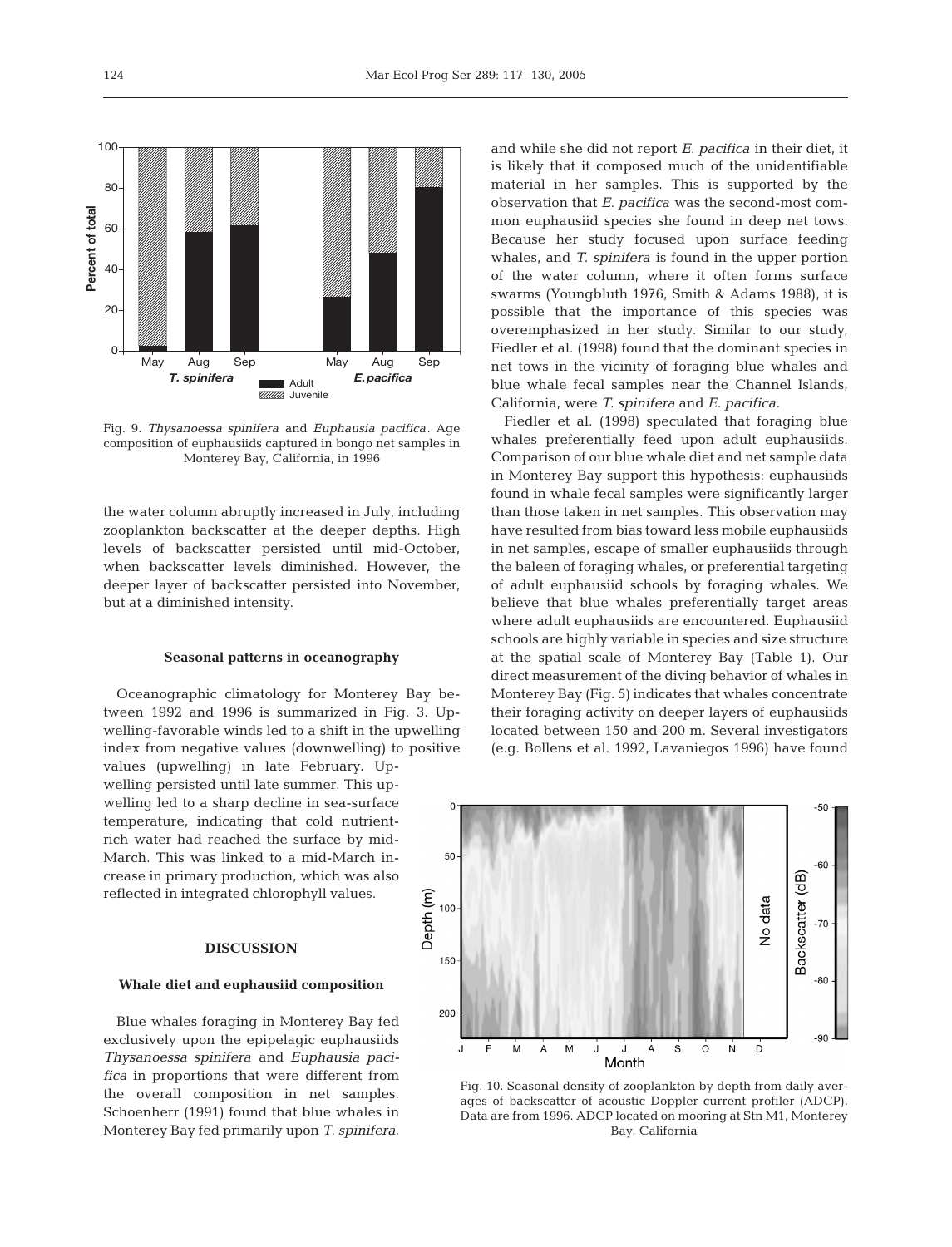Fig. 9. *Thysanoessa spinifera* and *Euphausia pacifica*. Age composition of euphausiids captured in bongo net samples in Monterey Bay, California, in 1996

the water column abruptly increased in July, including zooplankton backscatter at the deeper depths. High levels of backscatter persisted until mid-October, when backscatter levels diminished. However, the deeper layer of backscatter persisted into November, but at a diminished intensity.

### Seasonal patterns in oceanography

Oceanographic climatology for Monterey Bay between 1992 and 1996 is summarized in Fig. 3. Upwelling-favorable winds led to a shift in the upwelling index from negative values (downwelling) to positive values (upwelling) in late February. Upwelling persisted until late summer. This upwelling led to a sharp decline in sea-surface temperature, indicating that cold nutrient-rich water had reached the surface by mid-March. This was linked to a mid-March increase in primary production, which was also reflected in integrated chlorophyll values.

## DISCUSSION

### Whale diet and euphausiid composition

Blue whales foraging in Monterey Bay fed exclusively upon the epipelagic euphausiids *Thysanoessa spinifera* and *Euphausia pacifica* in proportions that were different from the overall composition in net samples. Schoenherr (1991) found that blue whales in Monterey Bay fed primarily upon *T. spinifera*, and while she did not report *E. pacifica* in their diet, it is likely that it composed much of the unidentifiable material in her samples. This is supported by the observation that *E. pacifica* was the second-most common euphausiid species she found in deep net tows. Because her study focused upon surface feeding whales, and *T. spinifera* is found in the upper portion of the water column, where it often forms surface swarms (Youngbluth 1976, Smith & Adams 1988), it is possible that the importance of this species was overemphasized in her study. Similar to our study, Fiedler et al. (1998) found that the dominant species in net tows in the vicinity of foraging blue whales and blue whale fecal samples near the Channel Islands, California, were *T. spinifera* and *E. pacifica*.

Fiedler et al. (1998) speculated that foraging blue whales preferentially feed upon adult euphausiids. Comparison of our blue whale diet and net sample data in Monterey Bay support this hypothesis: euphausiids found in whale fecal samples were significantly larger than those taken in net samples. This observation may have resulted from bias toward less mobile euphausiids in net samples, escape of smaller euphausiids through the baleen of foraging whales, or preferential targeting of adult euphausiid schools by foraging whales. We believe that blue whales preferentially target areas where adult euphausiids are encountered. Euphausiid schools are highly variable in species and size structure at the spatial scale of Monterey Bay (Table 1). Our direct measurement of the diving behavior of whales in Monterey Bay (Fig. 5) indicates that whales concentrate their foraging activity on deeper layers of euphausiids located between 150 and 200 m. Several investigators (e.g. Bollens et al. 1992, Lavaniegos 1996) have found

Fig. 10. Seasonal density of zooplankton by depth from daily averages of backscatter of acoustic Doppler current profiler (ADCP). Data are from 1996. ADCP located on mooring at Stn M1, Monterey Bay, California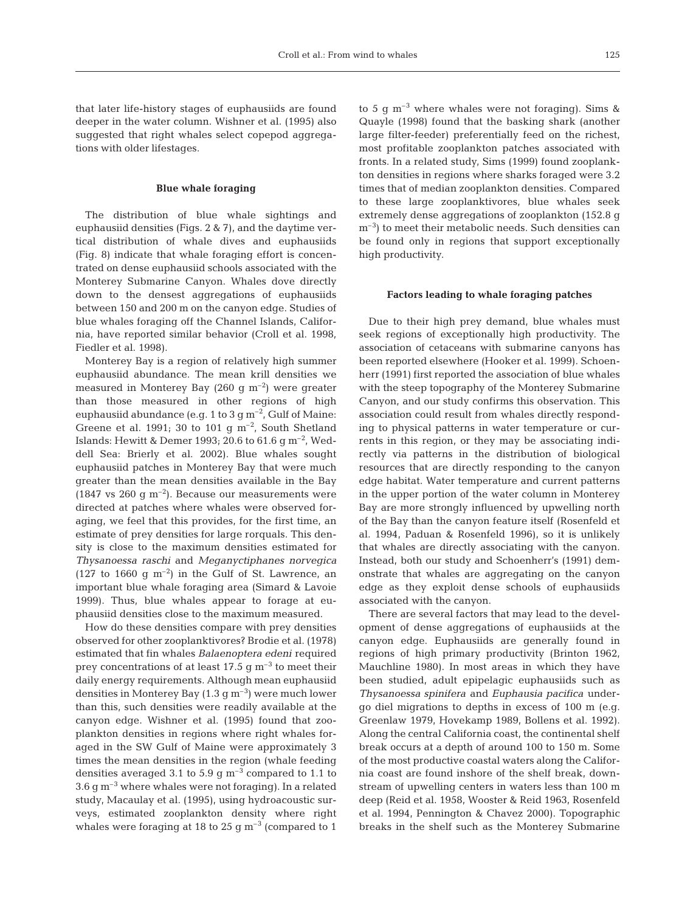that later life-history stages of euphausiids are found deeper in the water column. Wishner et al. (1995) also suggested that right whales select copepod aggregations with older lifestages.

### Blue whale foraging

The distribution of blue whale sightings and euphausiid densities (Figs. 2 & 7), and the daytime vertical distribution of whale dives and euphausiids (Fig. 8) indicate that whale foraging effort is concentrated on dense euphausiid schools associated with the Monterey Submarine Canyon. Whales dove directly down to the densest aggregations of euphausiids between 150 and 200 m on the canyon edge. Studies of blue whales foraging off the Channel Islands, California, have reported similar behavior (Croll et al. 1998, Fiedler et al. 1998).

Monterey Bay is a region of relatively high summer euphausiid abundance. The mean krill densities we measured in Monterey Bay (260 g $m^{-2}$) were greater than those measured in other regions of high euphausiid abundance (e.g. 1 to 3 g $m^{-2}$, Gulf of Maine: Greene et al. 1991; 30 to 101 g $m^{-2}$, South Shetland Islands: Hewitt & Demer 1993; 20.6 to 61.6 g $m^{-2}$, Weddell Sea: Brierly et al. 2002). Blue whales sought euphausiid patches in Monterey Bay that were much greater than the mean densities available in the Bay (1847 vs 260 g $m^{-2}$). Because our measurements were directed at patches where whales were observed foraging, we feel that this provides, for the first time, an estimate of prey densities for large rorquals. This density is close to the maximum densities estimated for *Thysanoessa raschi* and *Meganyctiphanes norvegica* (127 to 1660 g $m^{-2}$) in the Gulf of St. Lawrence, an important blue whale foraging area (Simard & Lavoie 1999). Thus, blue whales appear to forage at euphausiid densities close to the maximum measured.

How do these densities compare with prey densities observed for other zooplanktivores? Brodie et al. (1978) estimated that fin whales *Balaenoptera edeni* required prey concentrations of at least 17.5 g $m^{-3}$ to meet their daily energy requirements. Although mean euphausiid densities in Monterey Bay (1.3 g $m^{-3}$) were much lower than this, such densities were readily available at the canyon edge. Wishner et al. (1995) found that zooplankton densities in regions where right whales foraged in the SW Gulf of Maine were approximately 3 times the mean densities in the region (whale feeding densities averaged 3.1 to 5.9 g $m^{-3}$ compared to 1.1 to 3.6 g $m^{-3}$ where whales were not foraging). In a related study, Macaulay et al. (1995), using hydroacoustic surveys, estimated zooplankton density where right whales were foraging at 18 to 25 g $m^{-3}$ (compared to 1 to 5 g $m^{-3}$ where whales were not foraging). Sims & Quayle (1998) found that the basking shark (another large filter-feeder) preferentially feed on the richest, most profitable zooplankton patches associated with fronts. In a related study, Sims (1999) found zooplankton densities in regions where sharks foraged were 3.2 times that of median zooplankton densities. Compared to these large zooplanktivores, blue whales seek extremely dense aggregations of zooplankton (152.8 g $m^{-3}$) to meet their metabolic needs. Such densities can be found only in regions that support exceptionally high productivity.

### Factors leading to whale foraging patches

Due to their high prey demand, blue whales must seek regions of exceptionally high productivity. The association of cetaceans with submarine canyons has been reported elsewhere (Hooker et al. 1999). Schoenherr (1991) first reported the association of blue whales with the steep topography of the Monterey Submarine Canyon, and our study confirms this observation. This association could result from whales directly responding to physical patterns in water temperature or currents in this region, or they may be associating indirectly via patterns in the distribution of biological resources that are directly responding to the canyon edge habitat. Water temperature and current patterns in the upper portion of the water column in Monterey Bay are more strongly influenced by upwelling north of the Bay than the canyon feature itself (Rosenfeld et al. 1994, Paduan & Rosenfeld 1996), so it is unlikely that whales are directly associating with the canyon. Instead, both our study and Schoenherr's (1991) demonstrate that whales are aggregating on the canyon edge as they exploit dense schools of euphausiids associated with the canyon.

There are several factors that may lead to the development of dense aggregations of euphausiids at the canyon edge. Euphausiids are generally found in regions of high primary productivity (Brinton 1962, Mauchline 1980). In most areas in which they have been studied, adult epipelagic euphausiids such as *Thysanoessa spinifera* and *Euphausia pacifica* undergo diel migrations to depths in excess of 100 m (e.g. Greenlaw 1979, Hovekamp 1989, Bollens et al. 1992). Along the central California coast, the continental shelf break occurs at a depth of around 100 to 150 m. Some of the most productive coastal waters along the California coast are found inshore of the shelf break, downstream of upwelling centers in waters less than 100 m deep (Reid et al. 1958, Wooster & Reid 1963, Rosenfeld et al. 1994, Pennington & Chavez 2000). Topographic breaks in the shelf such as the Monterey Submarine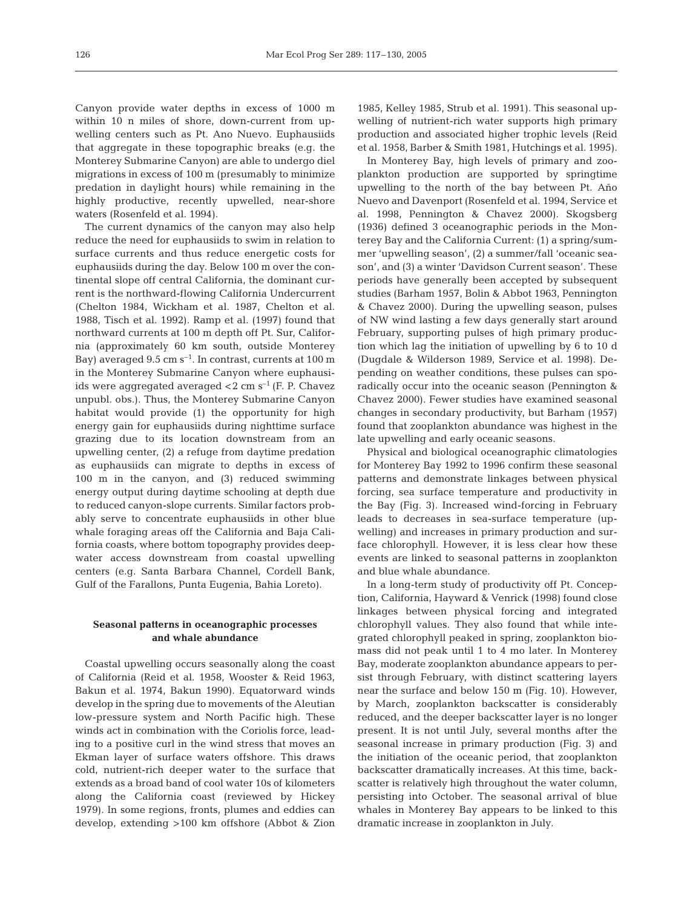Canyon provide water depths in excess of 1000 m within 10 n miles of shore, down-current from upwelling centers such as Pt. Ano Nuevo. Euphausiids that aggregate in these topographic breaks (e.g. the Monterey Submarine Canyon) are able to undergo diel migrations in excess of 100 m (presumably to minimize predation in daylight hours) while remaining in the highly productive, recently upwelled, near-shore waters (Rosenfeld et al. 1994).

The current dynamics of the canyon may also help reduce the need for euphausiids to swim in relation to surface currents and thus reduce energetic costs for euphausiids during the day. Below 100 m over the continental slope off central California, the dominant current is the northward-flowing California Undercurrent (Chelton 1984, Wickham et al. 1987, Chelton et al. 1988, Tisch et al. 1992). Ramp et al. (1997) found that northward currents at 100 m depth off Pt. Sur, California (approximately 60 km south, outside Monterey Bay) averaged 9.5 cm $s^{-1}$. In contrast, currents at 100 m in the Monterey Submarine Canyon where euphausiids were aggregated averaged <2 cm $s^{-1}$ (F. P. Chavez unpubl. obs.). Thus, the Monterey Submarine Canyon habitat would provide (1) the opportunity for high energy gain for euphausiids during nighttime surface grazing due to its location downstream from an upwelling center, (2) a refuge from daytime predation as euphausiids can migrate to depths in excess of 100 m in the canyon, and (3) reduced swimming energy output during daytime schooling at depth due to reduced canyon-slope currents. Similar factors probably serve to concentrate euphausiids in other blue whale foraging areas off the California and Baja California coasts, where bottom topography provides deep-water access downstream from coastal upwelling centers (e.g. Santa Barbara Channel, Cordell Bank, Gulf of the Farallons, Punta Eugenia, Bahia Loreto).

## Seasonal patterns in oceanographic processes and whale abundance

Coastal upwelling occurs seasonally along the coast of California (Reid et al. 1958, Wooster & Reid 1963, Bakun et al. 1974, Bakun 1990). Equatorward winds develop in the spring due to movements of the Aleutian low-pressure system and North Pacific high. These winds act in combination with the Coriolis force, leading to a positive curl in the wind stress that moves an Ekman layer of surface waters offshore. This draws cold, nutrient-rich deeper water to the surface that extends as a broad band of cool water 10s of kilometers along the California coast (reviewed by Hickey 1979). In some regions, fronts, plumes and eddies can develop, extending >100 km offshore (Abbot & Zion 1985, Kelley 1985, Strub et al. 1991). This seasonal upwelling of nutrient-rich water supports high primary production and associated higher trophic levels (Reid et al. 1958, Barber & Smith 1981, Hutchings et al. 1995).

In Monterey Bay, high levels of primary and zooplankton production are supported by springtime upwelling to the north of the bay between Pt. Año Nuevo and Davenport (Rosenfeld et al. 1994, Service et al. 1998, Pennington & Chavez 2000). Skogsberg (1936) defined 3 oceanographic periods in the Monterey Bay and the California Current: (1) a spring/summer 'upwelling season', (2) a summer/fall 'oceanic season', and (3) a winter 'Davidson Current season'. These periods have generally been accepted by subsequent studies (Barham 1957, Bolin & Abbot 1963, Pennington & Chavez 2000). During the upwelling season, pulses of NW wind lasting a few days generally start around February, supporting pulses of high primary production which lag the initiation of upwelling by 6 to 10 d (Dugdale & Wilderson 1989, Service et al. 1998). Depending on weather conditions, these pulses can sporadically occur into the oceanic season (Pennington & Chavez 2000). Fewer studies have examined seasonal changes in secondary productivity, but Barham (1957) found that zooplankton abundance was highest in the late upwelling and early oceanic seasons.

Physical and biological oceanographic climatologies for Monterey Bay 1992 to 1996 confirm these seasonal patterns and demonstrate linkages between physical forcing, sea surface temperature and productivity in the Bay (Fig. 3). Increased wind-forcing in February leads to decreases in sea-surface temperature (upwelling) and increases in primary production and surface chlorophyll. However, it is less clear how these events are linked to seasonal patterns in zooplankton and blue whale abundance.

In a long-term study of productivity off Pt. Conception, California, Hayward & Venrick (1998) found close linkages between physical forcing and integrated chlorophyll values. They also found that while integrated chlorophyll peaked in spring, zooplankton biomass did not peak until 1 to 4 mo later. In Monterey Bay, moderate zooplankton abundance appears to persist through February, with distinct scattering layers near the surface and below 150 m (Fig. 10). However, by March, zooplankton backscatter is considerably reduced, and the deeper backscatter layer is no longer present. It is not until July, several months after the seasonal increase in primary production (Fig. 3) and the initiation of the oceanic period, that zooplankton backscatter dramatically increases. At this time, backscatter is relatively high throughout the water column, persisting into October. The seasonal arrival of blue whales in Monterey Bay appears to be linked to this dramatic increase in zooplankton in July.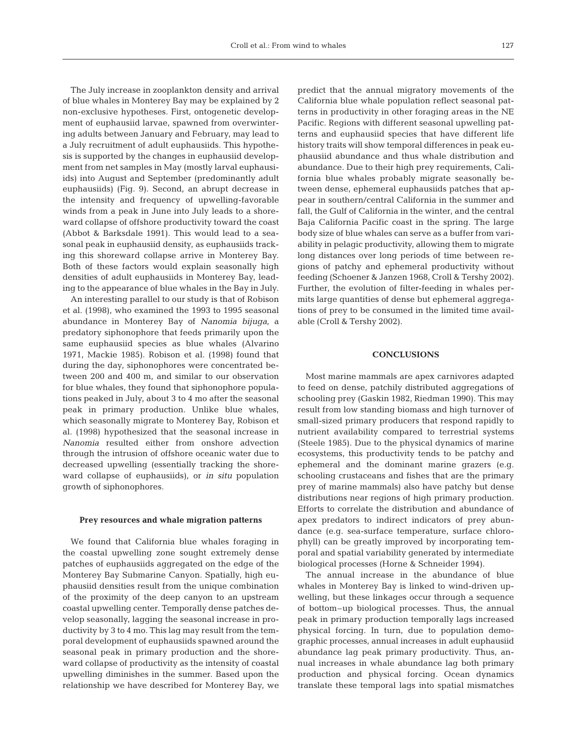The July increase in zooplankton density and arrival of blue whales in Monterey Bay may be explained by 2 non-exclusive hypotheses. First, ontogenetic development of euphausiid larvae, spawned from overwintering adults between January and February, may lead to a July recruitment of adult euphausiids. This hypothesis is supported by the changes in euphausiid development from net samples in May (mostly larval euphausiids) into August and September (predominantly adult euphausiids) (Fig. 9). Second, an abrupt decrease in the intensity and frequency of upwelling-favorable winds from a peak in June into July leads to a shoreward collapse of offshore productivity toward the coast (Abbot & Barksdale 1991). This would lead to a seasonal peak in euphausiid density, as euphausiids tracking this shoreward collapse arrive in Monterey Bay. Both of these factors would explain seasonally high densities of adult euphausiids in Monterey Bay, leading to the appearance of blue whales in the Bay in July.

An interesting parallel to our study is that of Robison et al. (1998), who examined the 1993 to 1995 seasonal abundance in Monterey Bay of *Nanomia bijuga*, a predatory siphonophore that feeds primarily upon the same euphausiid species as blue whales (Alvarino 1971, Mackie 1985). Robison et al. (1998) found that during the day, siphonophores were concentrated between 200 and 400 m, and similar to our observation for blue whales, they found that siphonophore populations peaked in July, about 3 to 4 mo after the seasonal peak in primary production. Unlike blue whales, which seasonally migrate to Monterey Bay, Robison et al. (1998) hypothesized that the seasonal increase in *Nanomia* resulted either from onshore advection through the intrusion of offshore oceanic water due to decreased upwelling (essentially tracking the shoreward collapse of euphausiids), or *in situ* population growth of siphonophores.

### Prey resources and whale migration patterns

We found that California blue whales foraging in the coastal upwelling zone sought extremely dense patches of euphausiids aggregated on the edge of the Monterey Bay Submarine Canyon. Spatially, high euphausiid densities result from the unique combination of the proximity of the deep canyon to an upstream coastal upwelling center. Temporally dense patches develop seasonally, lagging the seasonal increase in productivity by 3 to 4 mo. This lag may result from the temporal development of euphausiids spawned around the seasonal peak in primary production and the shoreward collapse of productivity as the intensity of coastal upwelling diminishes in the summer. Based upon the relationship we have described for Monterey Bay, we predict that the annual migratory movements of the California blue whale population reflect seasonal patterns in productivity in other foraging areas in the NE Pacific. Regions with different seasonal upwelling patterns and euphausiid species that have different life history traits will show temporal differences in peak euphausiid abundance and thus whale distribution and abundance. Due to their high prey requirements, California blue whales probably migrate seasonally between dense, ephemeral euphausiids patches that appear in southern/central California in the summer and fall, the Gulf of California in the winter, and the central Baja California Pacific coast in the spring. The large body size of blue whales can serve as a buffer from variability in pelagic productivity, allowing them to migrate long distances over long periods of time between regions of patchy and ephemeral productivity without feeding (Schoener & Janzen 1968, Croll & Tershy 2002). Further, the evolution of filter-feeding in whales permits large quantities of dense but ephemeral aggregations of prey to be consumed in the limited time available (Croll & Tershy 2002).

## CONCLUSIONS

Most marine mammals are apex carnivores adapted to feed on dense, patchily distributed aggregations of schooling prey (Gaskin 1982, Riedman 1990). This may result from low standing biomass and high turnover of small-sized primary producers that respond rapidly to nutrient availability compared to terrestrial systems (Steele 1985). Due to the physical dynamics of marine ecosystems, this productivity tends to be patchy and ephemeral and the dominant marine grazers (e.g. schooling crustaceans and fishes that are the primary prey of marine mammals) also have patchy but dense distributions near regions of high primary production. Efforts to correlate the distribution and abundance of apex predators to indirect indicators of prey abundance (e.g. sea-surface temperature, surface chlorophyll) can be greatly improved by incorporating temporal and spatial variability generated by intermediate biological processes (Horne & Schneider 1994).

The annual increase in the abundance of blue whales in Monterey Bay is linked to wind-driven upwelling, but these linkages occur through a sequence of bottom–up biological processes. Thus, the annual peak in primary production temporally lags increased physical forcing. In turn, due to population demographic processes, annual increases in adult euphausiid abundance lag peak primary productivity. Thus, annual increases in whale abundance lag both primary production and physical forcing. Ocean dynamics translate these temporal lags into spatial mismatches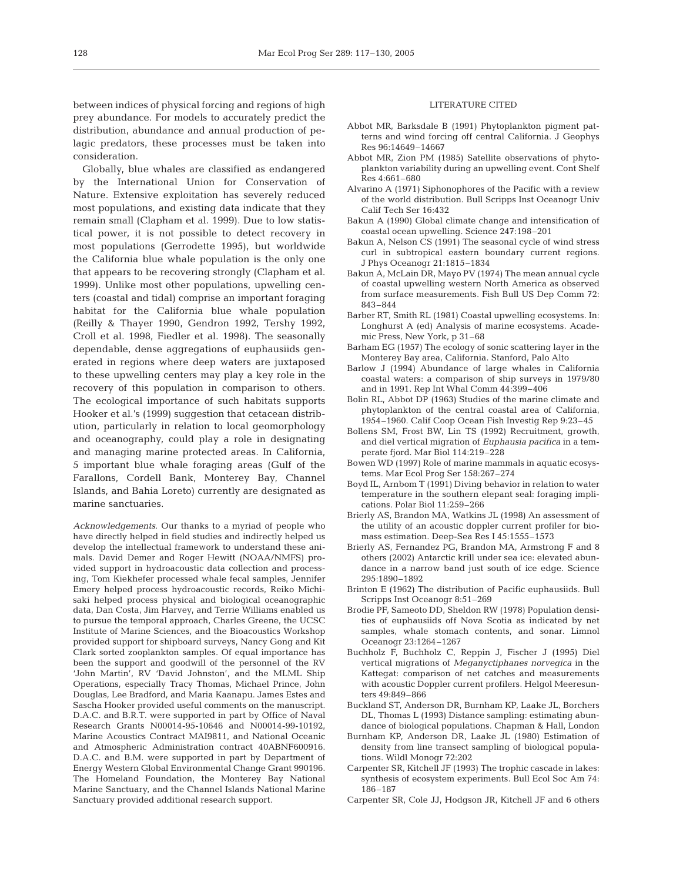between indices of physical forcing and regions of high prey abundance. For models to accurately predict the distribution, abundance and annual production of pelagic predators, these processes must be taken into consideration.

Globally, blue whales are classified as endangered by the International Union for Conservation of Nature. Extensive exploitation has severely reduced most populations, and existing data indicate that they remain small (Clapham et al. 1999). Due to low statistical power, it is not possible to detect recovery in most populations (Gerrodette 1995), but worldwide the California blue whale population is the only one that appears to be recovering strongly (Clapham et al. 1999). Unlike most other populations, upwelling centers (coastal and tidal) comprise an important foraging habitat for the California blue whale population (Reilly & Thayer 1990, Gendron 1992, Tershy 1992, Croll et al. 1998, Fiedler et al. 1998). The seasonally dependable, dense aggregations of euphausiids generated in regions where deep waters are juxtaposed to these upwelling centers may play a key role in the recovery of this population in comparison to others. The ecological importance of such habitats supports Hooker et al.'s (1999) suggestion that cetacean distribution, particularly in relation to local geomorphology and oceanography, could play a role in designating and managing marine protected areas. In California, 5 important blue whale foraging areas (Gulf of the Farallons, Cordell Bank, Monterey Bay, Channel Islands, and Bahia Loreto) currently are designated as marine sanctuaries.

*Acknowledgements.* Our thanks to a myriad of people who have directly helped in field studies and indirectly helped us develop the intellectual framework to understand these animals. David Demer and Roger Hewitt (NOAA/NMFS) provided support in hydroacoustic data collection and processing, Tom Kiekhefer processed whale fecal samples, Jennifer Emery helped process hydroacoustic records, Reiko Michisaki helped process physical and biological oceanographic data, Dan Costa, Jim Harvey, and Terrie Williams enabled us to pursue the temporal approach, Charles Greene, the UCSC Institute of Marine Sciences, and the Bioacoustics Workshop provided support for shipboard surveys, Nancy Gong and Kit Clark sorted zooplankton samples. Of equal importance has been the support and goodwill of the personnel of the RV 'John Martin', RV 'David Johnston', and the MLML Ship Operations, especially Tracy Thomas, Michael Prince, John Douglas, Lee Bradford, and Maria Kaanapu. James Estes and Sascha Hooker provided useful comments on the manuscript. D.A.C. and B.R.T. were supported in part by Office of Naval Research Grants N00014-95-10646 and N00014-99-10192, Marine Acoustics Contract MAI9811, and National Oceanic and Atmospheric Administration contract 40ABNF600916. D.A.C. and B.M. were supported in part by Department of Energy Western Global Environmental Change Grant 990196. The Homeland Foundation, the Monterey Bay National Marine Sanctuary, and the Channel Islands National Marine Sanctuary provided additional research support.

## LITERATURE CITED

Abbot MR, Barksdale B (1991) Phytoplankton pigment patterns and wind forcing off central California. J Geophys Res 96:14649–14667

Abbot MR, Zion PM (1985) Satellite observations of phytoplankton variability during an upwelling event. Cont Shelf Res 4:661–680

Alvarino A (1971) Siphonophores of the Pacific with a review of the world distribution. Bull Scripps Inst Oceanogr Univ Calif Tech Ser 16:432

Bakun A (1990) Global climate change and intensification of coastal ocean upwelling. Science 247:198–201

Bakun A, Nelson CS (1991) The seasonal cycle of wind stress curl in subtropical eastern boundary current regions. J Phys Oceanogr 21:1815–1834

Bakun A, McLain DR, Mayo PV (1974) The mean annual cycle of coastal upwelling western North America as observed from surface measurements. Fish Bull US Dep Comm 72: 843–844

Barber RT, Smith RL (1981) Coastal upwelling ecosystems. In: Longhurst A (ed) Analysis of marine ecosystems. Academic Press, New York, p 31–68

Barham EG (1957) The ecology of sonic scattering layer in the Monterey Bay area, California. Stanford, Palo Alto

Barlow J (1994) Abundance of large whales in California coastal waters: a comparison of ship surveys in 1979/80 and in 1991. Rep Int Whal Comm 44:399–406

Bolin RL, Abbot DP (1963) Studies of the marine climate and phytoplankton of the central coastal area of California, 1954–1960. Calif Coop Ocean Fish Investig Rep 9:23–45

Bollens SM, Frost BW, Lin TS (1992) Recruitment, growth, and diel vertical migration of *Euphausia pacifica* in a temperate fjord. Mar Biol 114:219–228

Bowen WD (1997) Role of marine mammals in aquatic ecosystems. Mar Ecol Prog Ser 158:267–274

Boyd IL, Arnbom T (1991) Diving behavior in relation to water temperature in the southern elepant seal: foraging implications. Polar Biol 11:259–266

Brierly AS, Brandon MA, Watkins JL (1998) An assessment of the utility of an acoustic doppler current profiler for biomass estimation. Deep-Sea Res I 45:1555–1573

Brierly AS, Fernandez PG, Brandon MA, Armstrong F and 8 others (2002) Antarctic krill under sea ice: elevated abundance in a narrow band just south of ice edge. Science 295:1890–1892

Brinton E (1962) The distribution of Pacific euphausiids. Bull Scripps Inst Oceanogr 8:51–269

Brodie PF, Sameoto DD, Sheldon RW (1978) Population densities of euphausiids off Nova Scotia as indicated by net samples, whale stomach contents, and sonar. Limnol Oceanogr 23:1264–1267

Buchholz F, Buchholz C, Reppin J, Fischer J (1995) Diel vertical migrations of *Meganyctiphanes norvegica* in the Kattegat: comparison of net catches and measurements with acoustic Doppler current profilers. Helgol Meeresunters 49:849–866

Buckland ST, Anderson DR, Burnham KP, Laake JL, Borchers DL, Thomas L (1993) Distance sampling: estimating abundance of biological populations. Chapman & Hall, London

Burnham KP, Anderson DR, Laake JL (1980) Estimation of density from line transect sampling of biological populations. Wildl Monogr 72:202

Carpenter SR, Kitchell JF (1993) The trophic cascade in lakes: synthesis of ecosystem experiments. Bull Ecol Soc Am 74: 186–187

Carpenter SR, Cole JJ, Hodgson JR, Kitchell JF and 6 others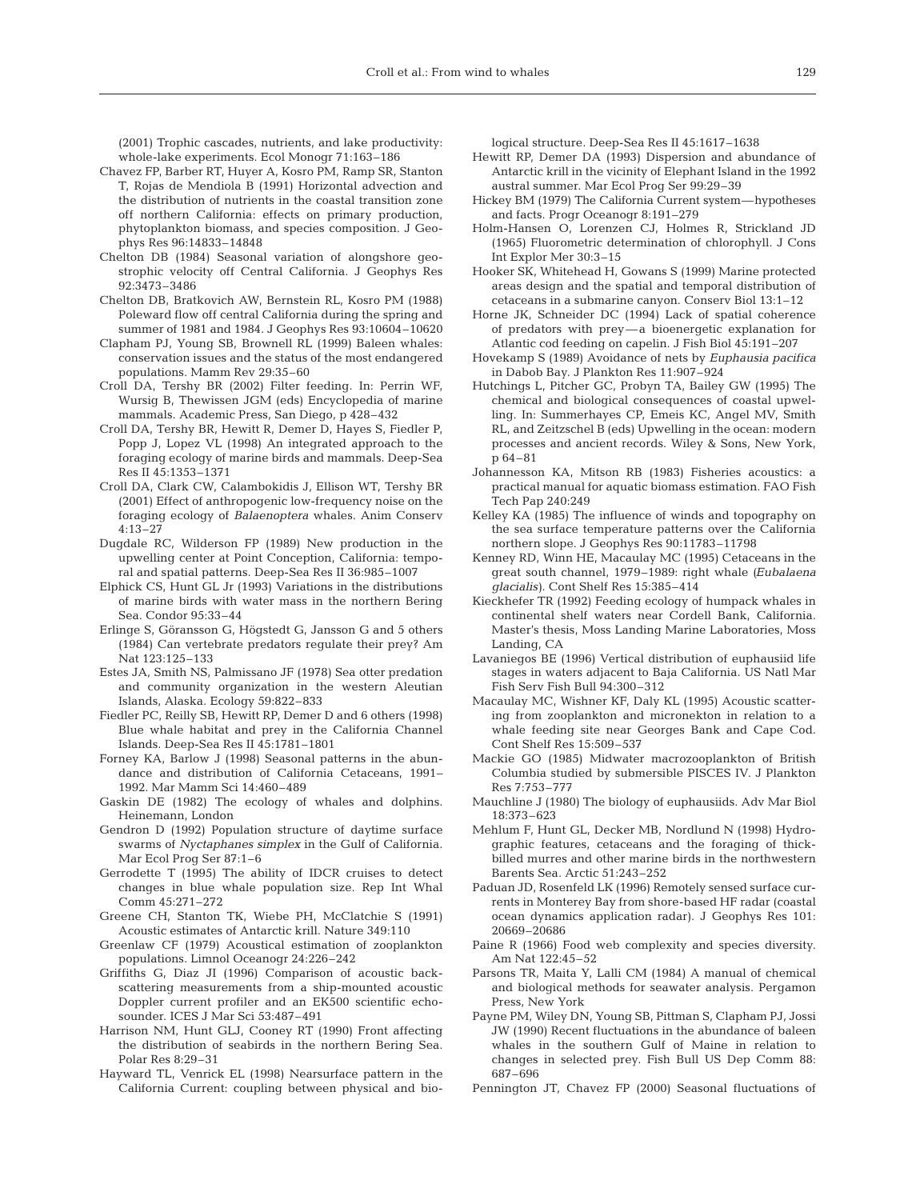(2001) Trophic cascades, nutrients, and lake productivity: whole-lake experiments. Ecol Monogr 71:163–186

Chavez FP, Barber RT, Huyer A, Kosro PM, Ramp SR, Stanton T, Rojas de Mendiola B (1991) Horizontal advection and the distribution of nutrients in the coastal transition zone off northern California: effects on primary production, phytoplankton biomass, and species composition. J Geophys Res 96:14833–14848

Chelton DB (1984) Seasonal variation of alongshore geostrophic velocity off Central California. J Geophys Res 92:3473–3486

Chelton DB, Bratkovich AW, Bernstein RL, Kosro PM (1988) Poleward flow off central California during the spring and summer of 1981 and 1984. J Geophys Res 93:10604–10620

Clapham PJ, Young SB, Brownell RL (1999) Baleen whales: conservation issues and the status of the most endangered populations. Mamm Rev 29:35–60

Croll DA, Tershy BR (2002) Filter feeding. In: Perrin WF, Wursig B, Thewissen JGM (eds) Encyclopedia of marine mammals. Academic Press, San Diego, p 428–432

Croll DA, Tershy BR, Hewitt R, Demer D, Hayes S, Fiedler P, Popp J, Lopez VL (1998) An integrated approach to the foraging ecology of marine birds and mammals. Deep-Sea Res II 45:1353–1371

Croll DA, Clark CW, Calambokidis J, Ellison WT, Tershy BR (2001) Effect of anthropogenic low-frequency noise on the foraging ecology of *Balaenoptera* whales. Anim Conserv 4:13–27

Dugdale RC, Wilderson FP (1989) New production in the upwelling center at Point Conception, California: temporal and spatial patterns. Deep-Sea Res II 36:985–1007

Elphick CS, Hunt GL Jr (1993) Variations in the distributions of marine birds with water mass in the northern Bering Sea. Condor 95:33–44

Erlinge S, Göransson G, Högstedt G, Jansson G and 5 others (1984) Can vertebrate predators regulate their prey? Am Nat 123:125–133

Estes JA, Smith NS, Palmissano JF (1978) Sea otter predation and community organization in the western Aleutian Islands, Alaska. Ecology 59:822–833

Fiedler PC, Reilly SB, Hewitt RP, Demer D and 6 others (1998) Blue whale habitat and prey in the California Channel Islands. Deep-Sea Res II 45:1781–1801

Forney KA, Barlow J (1998) Seasonal patterns in the abundance and distribution of California Cetaceans, 1991–1992. Mar Mamm Sci 14:460–489

Gaskin DE (1982) The ecology of whales and dolphins. Heinemann, London

Gendron D (1992) Population structure of daytime surface swarms of *Nyctaphanes simplex* in the Gulf of California. Mar Ecol Prog Ser 87:1–6

Gerrodette T (1995) The ability of IDCR cruises to detect changes in blue whale population size. Rep Int Whal Comm 45:271–272

Greene CH, Stanton TK, Wiebe PH, McClatchie S (1991) Acoustic estimates of Antarctic krill. Nature 349:110

Greenlaw CF (1979) Acoustical estimation of zooplankton populations. Limnol Oceanogr 24:226–242

Griffiths G, Diaz JI (1996) Comparison of acoustic backscattering measurements from a ship-mounted acoustic Doppler current profiler and an EK500 scientific echosounder. ICES J Mar Sci 53:487–491

Harrison NM, Hunt GLJ, Cooney RT (1990) Front affecting the distribution of seabirds in the northern Bering Sea. Polar Res 8:29–31

Hayward TL, Venrick EL (1998) Nearsurface pattern in the California Current: coupling between physical and biological structure. Deep-Sea Res II 45:1617–1638

Hewitt RP, Demer DA (1993) Dispersion and abundance of Antarctic krill in the vicinity of Elephant Island in the 1992 austral summer. Mar Ecol Prog Ser 99:29–39

Hickey BM (1979) The California Current system—hypotheses and facts. Progr Oceanogr 8:191–279

Holm-Hansen O, Lorenzen CJ, Holmes R, Strickland JD (1965) Fluorometric determination of chlorophyll. J Cons Int Explor Mer 30:3–15

Hooker SK, Whitehead H, Gowans S (1999) Marine protected areas design and the spatial and temporal distribution of cetaceans in a submarine canyon. Conserv Biol 13:1–12

Horne JK, Schneider DC (1994) Lack of spatial coherence of predators with prey—a bioenergetic explanation for Atlantic cod feeding on capelin. J Fish Biol 45:191–207

Hovekamp S (1989) Avoidance of nets by *Euphausia pacifica* in Dabob Bay. J Plankton Res 11:907–924

Hutchings L, Pitcher GC, Probyn TA, Bailey GW (1995) The chemical and biological consequences of coastal upwelling. In: Summerhayes CP, Emeis KC, Angel MV, Smith RL, and Zeitzschel B (eds) Upwelling in the ocean: modern processes and ancient records. Wiley & Sons, New York, p 64–81

Johannesson KA, Mitson RB (1983) Fisheries acoustics: a practical manual for aquatic biomass estimation. FAO Fish Tech Pap 240:249

Kelley KA (1985) The influence of winds and topography on the sea surface temperature patterns over the California northern slope. J Geophys Res 90:11783–11798

Kenney RD, Winn HE, Macaulay MC (1995) Cetaceans in the great south channel, 1979–1989: right whale (*Eubalaena glacialis*). Cont Shelf Res 15:385–414

Kieckhefer TR (1992) Feeding ecology of humpack whales in continental shelf waters near Cordell Bank, California. Master's thesis, Moss Landing Marine Laboratories, Moss Landing, CA

Lavaniegos BE (1996) Vertical distribution of euphausiid life stages in waters adjacent to Baja California. US Natl Mar Fish Serv Fish Bull 94:300–312

Macaulay MC, Wishner KF, Daly KL (1995) Acoustic scattering from zooplankton and micronekton in relation to a whale feeding site near Georges Bank and Cape Cod. Cont Shelf Res 15:509–537

Mackie GO (1985) Midwater macrozooplankton of British Columbia studied by submersible PISCES IV. J Plankton Res 7:753–777

Mauchline J (1980) The biology of euphausiids. Adv Mar Biol 18:373–623

Mehlum F, Hunt GL, Decker MB, Nordlund N (1998) Hydrographic features, cetaceans and the foraging of thick-billed murres and other marine birds in the northwestern Barents Sea. Arctic 51:243–252

Paduan JD, Rosenfeld LK (1996) Remotely sensed surface currents in Monterey Bay from shore-based HF radar (coastal ocean dynamics application radar). J Geophys Res 101: 20669–20686

Paine R (1966) Food web complexity and species diversity. Am Nat 122:45–52

Parsons TR, Maita Y, Lalli CM (1984) A manual of chemical and biological methods for seawater analysis. Pergamon Press, New York

Payne PM, Wiley DN, Young SB, Pittman S, Clapham PJ, Jossi JW (1990) Recent fluctuations in the abundance of baleen whales in the southern Gulf of Maine in relation to changes in selected prey. Fish Bull US Dep Comm 88: 687–696

Pennington JT, Chavez FP (2000) Seasonal fluctuations of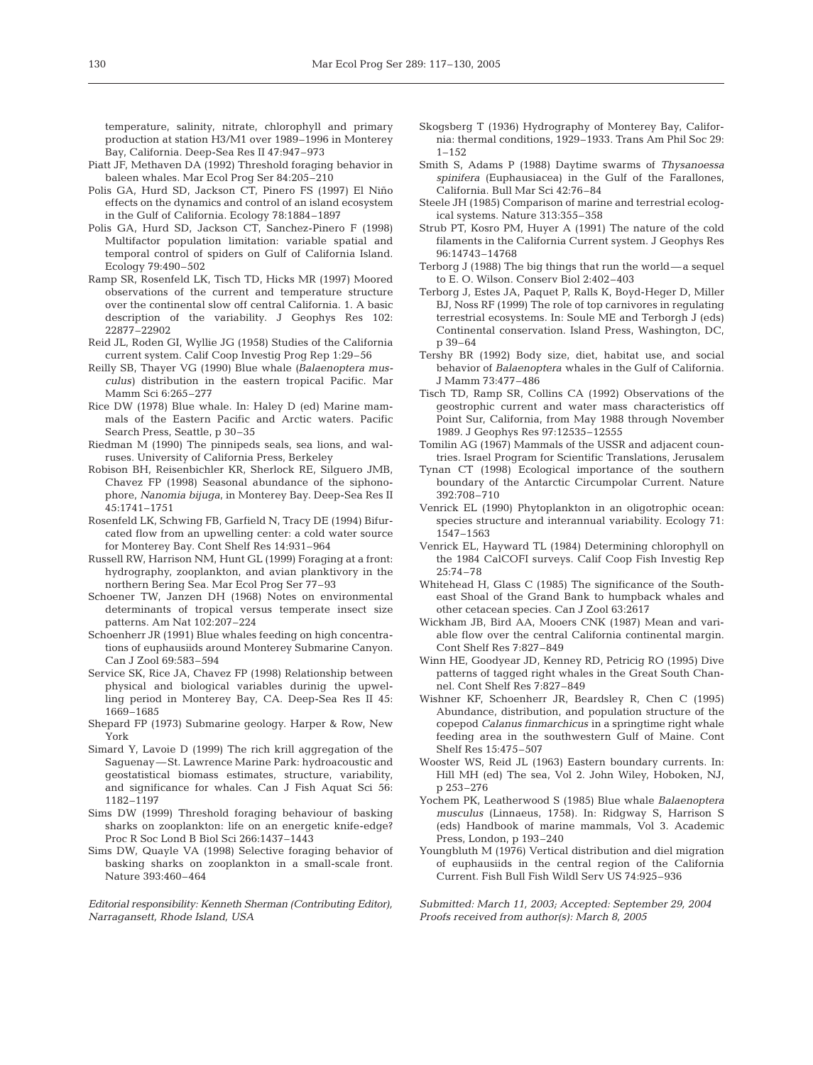temperature, salinity, nitrate, chlorophyll and primary production at station H3/M1 over 1989–1996 in Monterey Bay, California. Deep-Sea Res II 47:947–973

Piatt JF, Methaven DA (1992) Threshold foraging behavior in baleen whales. Mar Ecol Prog Ser 84:205–210

Polis GA, Hurd SD, Jackson CT, Pinero FS (1997) El Niño effects on the dynamics and control of an island ecosystem in the Gulf of California. Ecology 78:1884–1897

Polis GA, Hurd SD, Jackson CT, Sanchez-Pinero F (1998) Multifactor population limitation: variable spatial and temporal control of spiders on Gulf of California Island. Ecology 79:490–502

Ramp SR, Rosenfeld LK, Tisch TD, Hicks MR (1997) Moored observations of the current and temperature structure over the continental slow off central California. 1. A basic description of the variability. J Geophys Res 102: 22877–22902

Reid JL, Roden GI, Wyllie JG (1958) Studies of the California current system. Calif Coop Investig Prog Rep 1:29–56

Reilly SB, Thayer VG (1990) Blue whale (*Balaenoptera musculus*) distribution in the eastern tropical Pacific. Mar Mamm Sci 6:265–277

Rice DW (1978) Blue whale. In: Haley D (ed) Marine mammals of the Eastern Pacific and Arctic waters. Pacific Search Press, Seattle, p 30–35

Riedman M (1990) The pinnipeds seals, sea lions, and walruses. University of California Press, Berkeley

Robison BH, Reisenbichler KR, Sherlock RE, Silguero JMB, Chavez FP (1998) Seasonal abundance of the siphonophore, *Nanomia bijuga*, in Monterey Bay. Deep-Sea Res II 45:1741–1751

Rosenfeld LK, Schwing FB, Garfield N, Tracy DE (1994) Bifurcated flow from an upwelling center: a cold water source for Monterey Bay. Cont Shelf Res 14:931–964

Russell RW, Harrison NM, Hunt GL (1999) Foraging at a front: hydrography, zooplankton, and avian planktivory in the northern Bering Sea. Mar Ecol Prog Ser 77–93

Schoener TW, Janzen DH (1968) Notes on environmental determinants of tropical versus temperate insect size patterns. Am Nat 102:207–224

Schoenherr JR (1991) Blue whales feeding on high concentrations of euphausiids around Monterey Submarine Canyon. Can J Zool 69:583–594

Service SK, Rice JA, Chavez FP (1998) Relationship between physical and biological variables durinig the upwelling period in Monterey Bay, CA. Deep-Sea Res II 45: 1669–1685

Shepard FP (1973) Submarine geology. Harper & Row, New York

Simard Y, Lavoie D (1999) The rich krill aggregation of the Saguenay—St. Lawrence Marine Park: hydroacoustic and geostatistical biomass estimates, structure, variability, and significance for whales. Can J Fish Aquat Sci 56: 1182–1197

Sims DW (1999) Threshold foraging behaviour of basking sharks on zooplankton: life on an energetic knife-edge? Proc R Soc Lond B Biol Sci 266:1437–1443

Sims DW, Quayle VA (1998) Selective foraging behavior of basking sharks on zooplankton in a small-scale front. Nature 393:460–464

Skogsberg T (1936) Hydrography of Monterey Bay, California: thermal conditions, 1929–1933. Trans Am Phil Soc 29: 1–152

Smith S, Adams P (1988) Daytime swarms of *Thysanoessa spinifera* (Euphausiacea) in the Gulf of the Farallones, California. Bull Mar Sci 42:76–84

Steele JH (1985) Comparison of marine and terrestrial ecological systems. Nature 313:355–358

Strub PT, Kosro PM, Huyer A (1991) The nature of the cold filaments in the California Current system. J Geophys Res 96:14743–14768

Terborg J (1988) The big things that run the world—a sequel to E. O. Wilson. Conserv Biol 2:402–403

Terborg J, Estes JA, Paquet P, Ralls K, Boyd-Heger D, Miller BJ, Noss RF (1999) The role of top carnivores in regulating terrestrial ecosystems. In: Soule ME and Terborgh J (eds) Continental conservation. Island Press, Washington, DC, p 39–64

Tershy BR (1992) Body size, diet, habitat use, and social behavior of *Balaenoptera* whales in the Gulf of California. J Mamm 73:477–486

Tisch TD, Ramp SR, Collins CA (1992) Observations of the geostrophic current and water mass characteristics off Point Sur, California, from May 1988 through November 1989. J Geophys Res 97:12535–12555

Tomilin AG (1967) Mammals of the USSR and adjacent countries. Israel Program for Scientific Translations, Jerusalem

Tynan CT (1998) Ecological importance of the southern boundary of the Antarctic Circumpolar Current. Nature 392:708–710

Venrick EL (1990) Phytoplankton in an oligotrophic ocean: species structure and interannual variability. Ecology 71: 1547–1563

Venrick EL, Hayward TL (1984) Determining chlorophyll on the 1984 CalCOFI surveys. Calif Coop Fish Investig Rep 25:74–78

Whitehead H, Glass C (1985) The significance of the Southeast Shoal of the Grand Bank to humpback whales and other cetacean species. Can J Zool 63:2617

Wickham JB, Bird AA, Mooers CNK (1987) Mean and variable flow over the central California continental margin. Cont Shelf Res 7:827–849

Winn HE, Goodyear JD, Kenney RD, Petricig RO (1995) Dive patterns of tagged right whales in the Great South Channel. Cont Shelf Res 7:827–849

Wishner KF, Schoenherr JR, Beardsley R, Chen C (1995) Abundance, distribution, and population structure of the copepod *Calanus finmarchicus* in a springtime right whale feeding area in the southwestern Gulf of Maine. Cont Shelf Res 15:475–507

Wooster WS, Reid JL (1963) Eastern boundary currents. In: Hill MH (ed) The sea, Vol 2. John Wiley, Hoboken, NJ, p 253–276

Yochem PK, Leatherwood S (1985) Blue whale *Balaenoptera musculus* (Linnaeus, 1758). In: Ridgway S, Harrison S (eds) Handbook of marine mammals, Vol 3. Academic Press, London, p 193–240

Youngbluth M (1976) Vertical distribution and diel migration of euphausiids in the central region of the California Current. Fish Bull Fish Wildl Serv US 74:925–936

*Editorial responsibility: Kenneth Sherman (Contributing Editor), Narragansett, Rhode Island, USA*

*Submitted: March 11, 2003; Accepted: September 29, 2004*
*Proofs received from author(s): March 8, 2005*